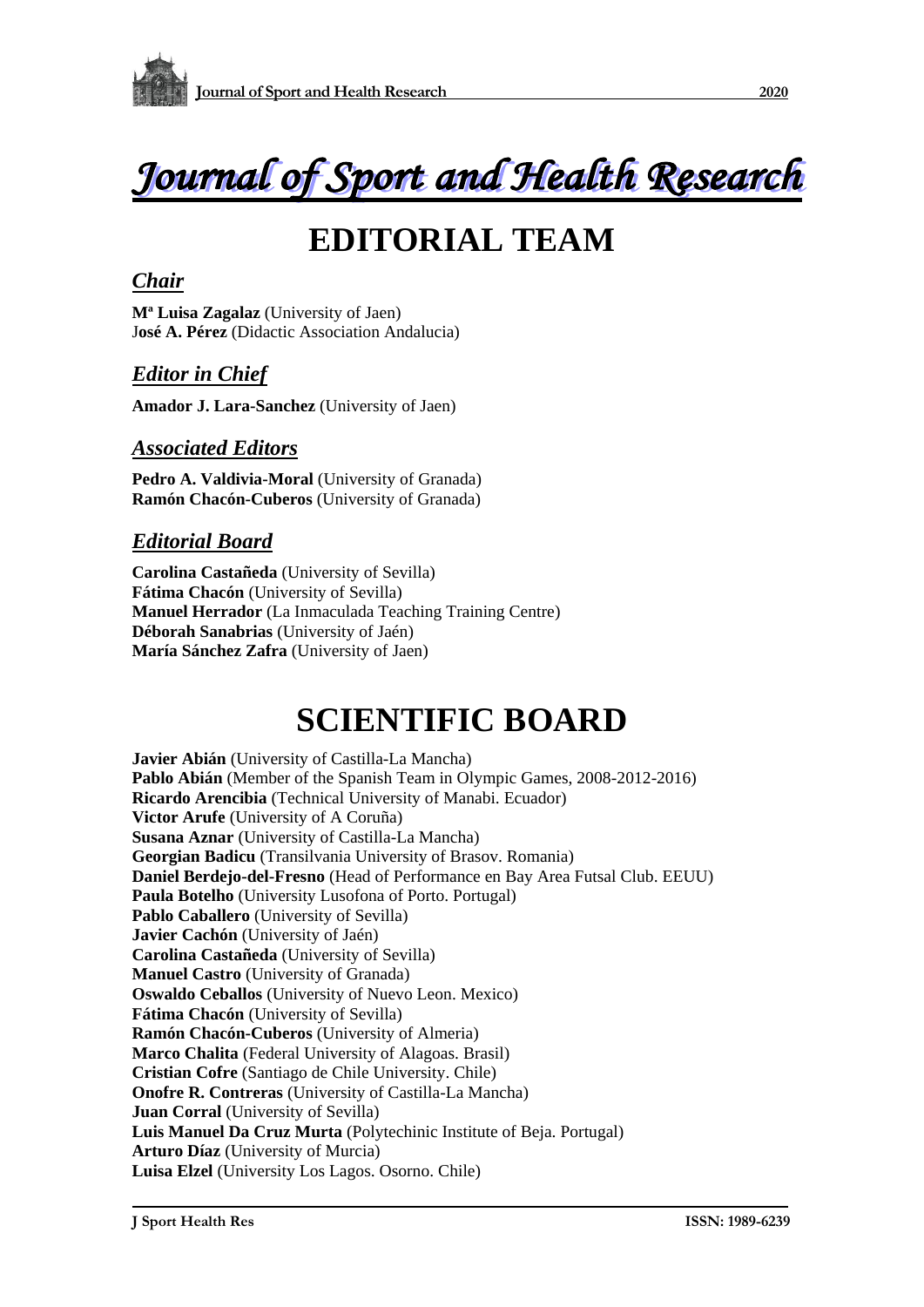# *Journal of Sport and Health Research*

# EDITORIAL TEAM

## *Chair*

**Mª Luisa Zagalaz** (University of Jaen)
J**osé A. Pérez** (Didactic Association Andalucia)

## *Editor in Chief*

**Amador J. Lara-Sanchez** (University of Jaen)

## *Associated Editors*

**Pedro A. Valdivia-Moral** (University of Granada)
**Ramón Chacón-Cuberos** (University of Granada)

## *Editorial Board*

**Carolina Castañeda** (University of Sevilla)
**Fátima Chacón** (University of Sevilla)
**Manuel Herrador** (La Inmaculada Teaching Training Centre)
**Déborah Sanabrias** (University of Jaén)
**María Sánchez Zafra** (University of Jaen)

# SCIENTIFIC BOARD

**Javier Abián** (University of Castilla-La Mancha)
**Pablo Abián** (Member of the Spanish Team in Olympic Games, 2008-2012-2016)
**Ricardo Arencibia** (Technical University of Manabi. Ecuador)
**Victor Arufe** (University of A Coruña)
**Susana Aznar** (University of Castilla-La Mancha)
**Georgian Badicu** (Transilvania University of Brasov. Romania)
**Daniel Berdejo-del-Fresno** (Head of Performance en Bay Area Futsal Club. EEUU)
**Paula Botelho** (University Lusofona of Porto. Portugal)
**Pablo Caballero** (University of Sevilla)
**Javier Cachón** (University of Jaén)
**Carolina Castañeda** (University of Sevilla)
**Manuel Castro** (University of Granada)
**Oswaldo Ceballos** (University of Nuevo Leon. Mexico)
**Fátima Chacón** (University of Sevilla)
**Ramón Chacón-Cuberos** (University of Almeria)
**Marco Chalita** (Federal University of Alagoas. Brasil)
**Cristian Cofre** (Santiago de Chile University. Chile)
**Onofre R. Contreras** (University of Castilla-La Mancha)
**Juan Corral** (University of Sevilla)
**Luis Manuel Da Cruz Murta** (Polytechinic Institute of Beja. Portugal)
**Arturo Díaz** (University of Murcia)
**Luisa Elzel** (University Los Lagos. Osorno. Chile)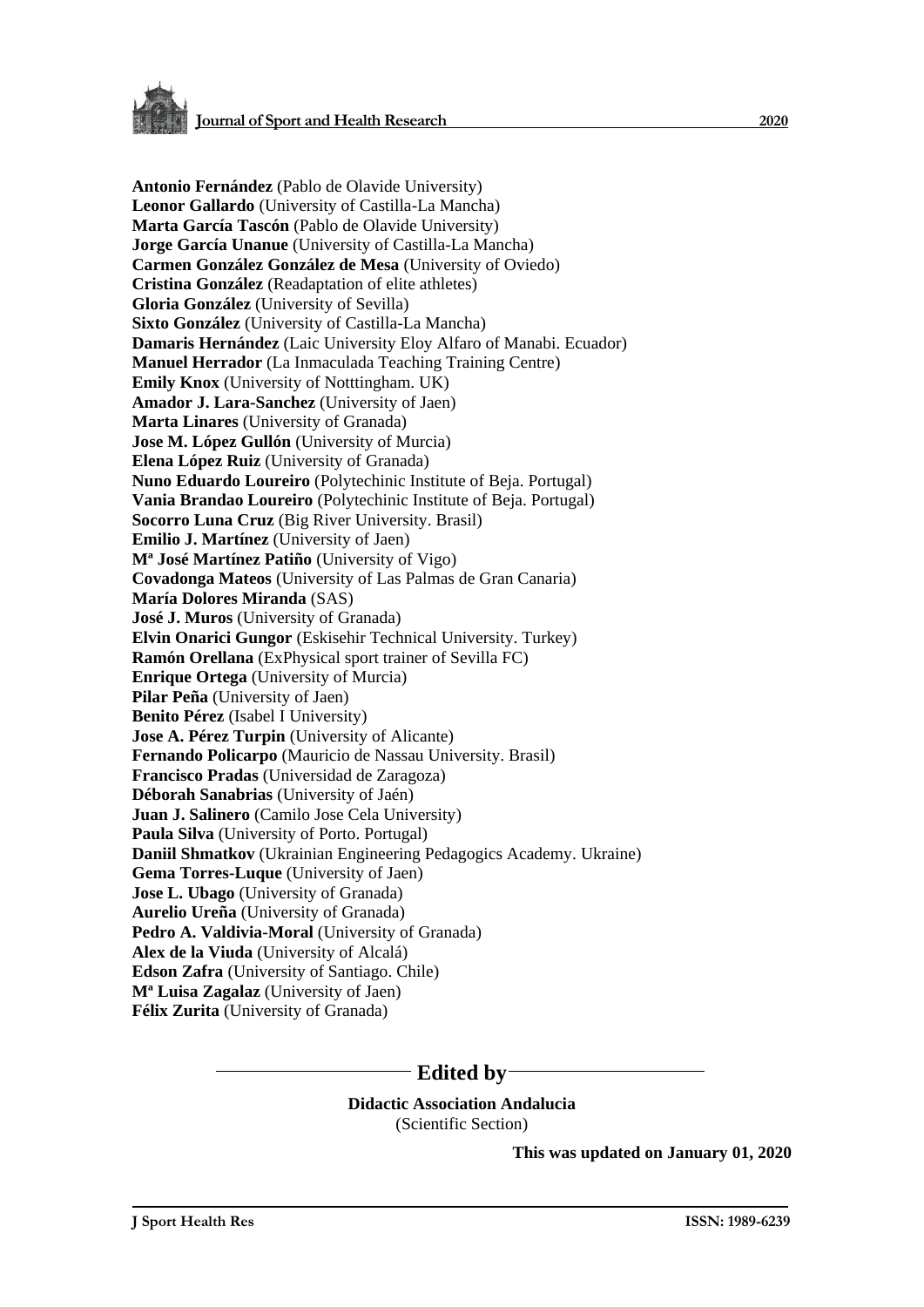**Antonio Fernández** (Pablo de Olavide University)
**Leonor Gallardo** (University of Castilla-La Mancha)
**Marta García Tascón** (Pablo de Olavide University)
**Jorge García Unanue** (University of Castilla-La Mancha)
**Carmen González González de Mesa** (University of Oviedo)
**Cristina González** (Readaptation of elite athletes)
**Gloria González** (University of Sevilla)
**Sixto González** (University of Castilla-La Mancha)
**Damaris Hernández** (Laic University Eloy Alfaro of Manabi. Ecuador)
**Manuel Herrador** (La Inmaculada Teaching Training Centre)
**Emily Knox** (University of Notttingham. UK)
**Amador J. Lara-Sanchez** (University of Jaen)
**Marta Linares** (University of Granada)
**Jose M. López Gullón** (University of Murcia)
**Elena López Ruiz** (University of Granada)
**Nuno Eduardo Loureiro** (Polytechinic Institute of Beja. Portugal)
**Vania Brandao Loureiro** (Polytechinic Institute of Beja. Portugal)
**Socorro Luna Cruz** (Big River University. Brasil)
**Emilio J. Martínez** (University of Jaen)
**Mª José Martínez Patiño** (University of Vigo)
**Covadonga Mateos** (University of Las Palmas de Gran Canaria)
**María Dolores Miranda** (SAS)
**José J. Muros** (University of Granada)
**Elvin Onarici Gungor** (Eskisehir Technical University. Turkey)
**Ramón Orellana** (ExPhysical sport trainer of Sevilla FC)
**Enrique Ortega** (University of Murcia)
**Pilar Peña** (University of Jaen)
**Benito Pérez** (Isabel I University)
**Jose A. Pérez Turpin** (University of Alicante)
**Fernando Policarpo** (Mauricio de Nassau University. Brasil)
**Francisco Pradas** (Universidad de Zaragoza)
**Déborah Sanabrias** (University of Jaén)
**Juan J. Salinero** (Camilo Jose Cela University)
**Paula Silva** (University of Porto. Portugal)
**Daniil Shmatkov** (Ukrainian Engineering Pedagogics Academy. Ukraine)
**Gema Torres-Luque** (University of Jaen)
**Jose L. Ubago** (University of Granada)
**Aurelio Ureña** (University of Granada)
**Pedro A. Valdivia-Moral** (University of Granada)
**Alex de la Viuda** (University of Alcalá)
**Edson Zafra** (University of Santiago. Chile)
**Mª Luisa Zagalaz** (University of Jaen)
**Félix Zurita** (University of Granada)

## Edited by

**Didactic Association Andalucia**
(Scientific Section)

**This was updated on January 01, 2020**